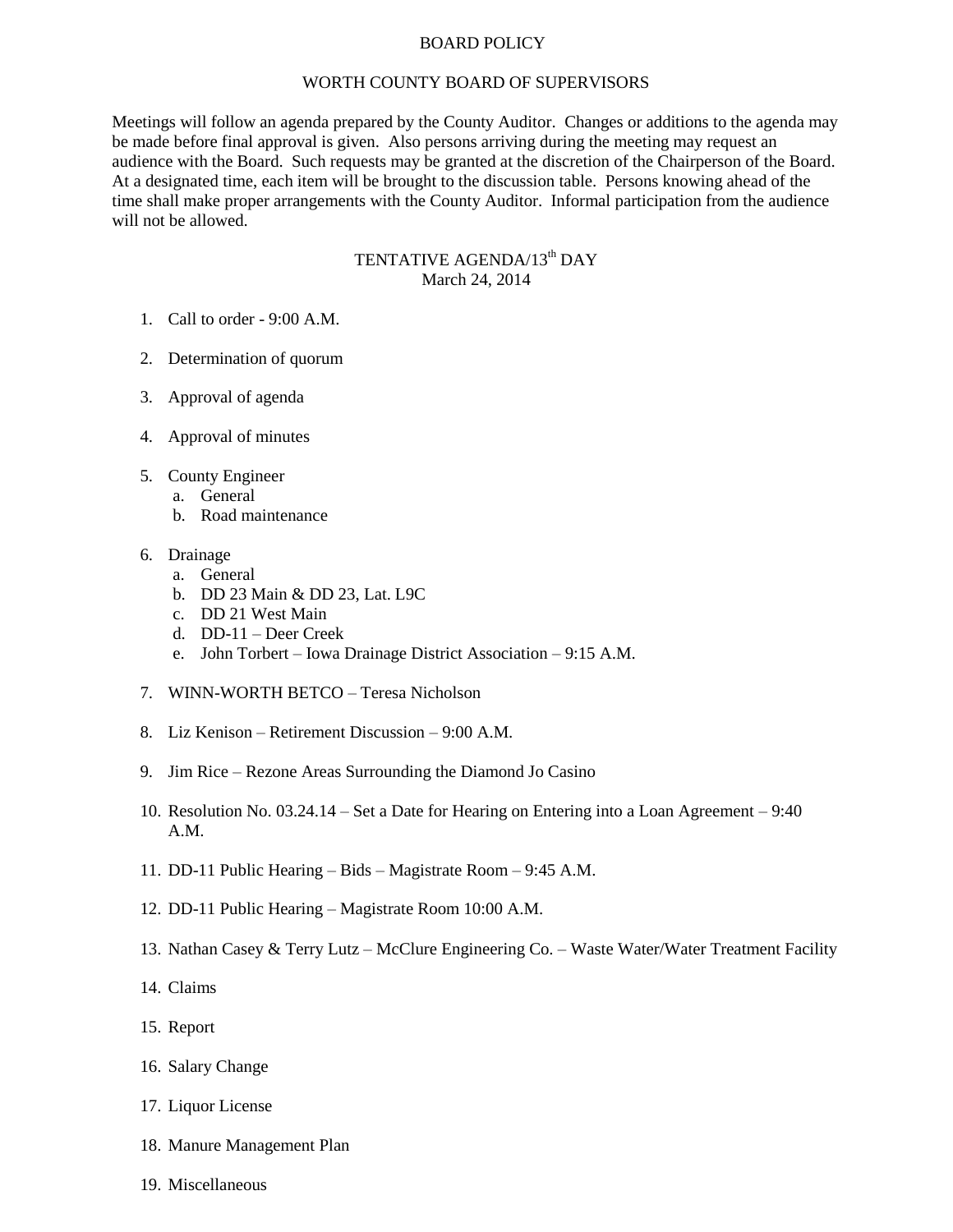# BOARD POLICY

## WORTH COUNTY BOARD OF SUPERVISORS

Meetings will follow an agenda prepared by the County Auditor. Changes or additions to the agenda may be made before final approval is given. Also persons arriving during the meeting may request an audience with the Board. Such requests may be granted at the discretion of the Chairperson of the Board. At a designated time, each item will be brought to the discussion table. Persons knowing ahead of the time shall make proper arrangements with the County Auditor. Informal participation from the audience will not be allowed.

## TENTATIVE AGENDA/13th DAY
March 24, 2014

1. Call to order - 9:00 A.M.

2. Determination of quorum

3. Approval of agenda

4. Approval of minutes

5. County Engineer
   a. General
   b. Road maintenance

6. Drainage
   a. General
   b. DD 23 Main & DD 23, Lat. L9C
   c. DD 21 West Main
   d. DD-11 – Deer Creek
   e. John Torbert – Iowa Drainage District Association – 9:15 A.M.

7. WINN-WORTH BETCO – Teresa Nicholson

8. Liz Kenison – Retirement Discussion – 9:00 A.M.

9. Jim Rice – Rezone Areas Surrounding the Diamond Jo Casino

10. Resolution No. 03.24.14 – Set a Date for Hearing on Entering into a Loan Agreement – 9:40 A.M.

11. DD-11 Public Hearing – Bids – Magistrate Room – 9:45 A.M.

12. DD-11 Public Hearing – Magistrate Room 10:00 A.M.

13. Nathan Casey & Terry Lutz – McClure Engineering Co. – Waste Water/Water Treatment Facility

14. Claims

15. Report

16. Salary Change

17. Liquor License

18. Manure Management Plan

19. Miscellaneous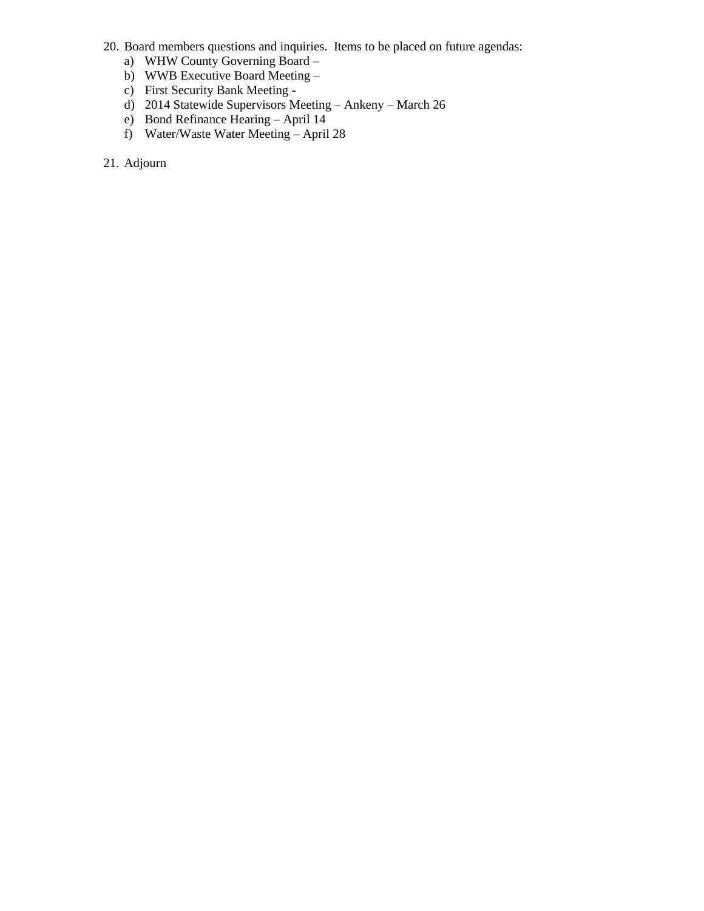20. Board members questions and inquiries. Items to be placed on future agendas:
    a) WHW County Governing Board –
    b) WWB Executive Board Meeting –
    c) First Security Bank Meeting -
    d) 2014 Statewide Supervisors Meeting – Ankeny – March 26
    e) Bond Refinance Hearing – April 14
    f) Water/Waste Water Meeting – April 28

21. Adjourn